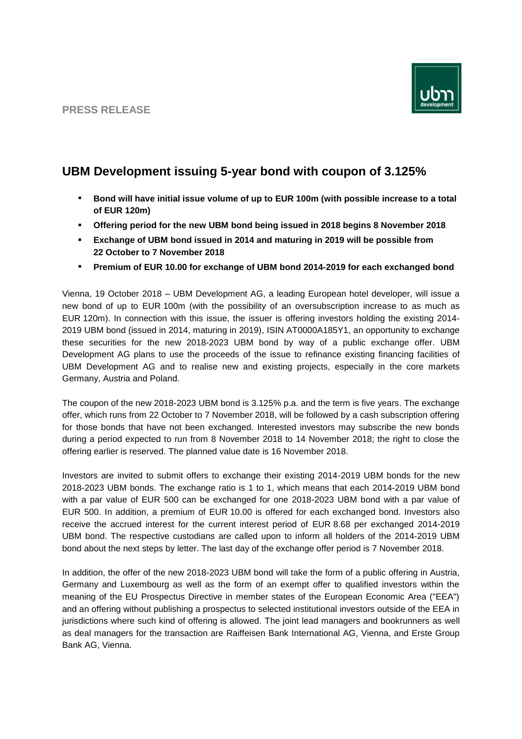PRESS RELEASE

# UBM Development issuing 5-year bond with coupon of 3.125%

- **Bond will have initial issue volume of up to EUR 100m (with possible increase to a total of EUR 120m)**
- **Offering period for the new UBM bond being issued in 2018 begins 8 November 2018**
- **Exchange of UBM bond issued in 2014 and maturing in 2019 will be possible from 22 October to 7 November 2018**
- **Premium of EUR 10.00 for exchange of UBM bond 2014-2019 for each exchanged bond**

Vienna, 19 October 2018 – UBM Development AG, a leading European hotel developer, will issue a new bond of up to EUR 100m (with the possibility of an oversubscription increase to as much as EUR 120m). In connection with this issue, the issuer is offering investors holding the existing 2014-2019 UBM bond (issued in 2014, maturing in 2019), ISIN AT0000A185Y1, an opportunity to exchange these securities for the new 2018-2023 UBM bond by way of a public exchange offer. UBM Development AG plans to use the proceeds of the issue to refinance existing financing facilities of UBM Development AG and to realise new and existing projects, especially in the core markets Germany, Austria and Poland.

The coupon of the new 2018-2023 UBM bond is 3.125% p.a. and the term is five years. The exchange offer, which runs from 22 October to 7 November 2018, will be followed by a cash subscription offering for those bonds that have not been exchanged. Interested investors may subscribe the new bonds during a period expected to run from 8 November 2018 to 14 November 2018; the right to close the offering earlier is reserved. The planned value date is 16 November 2018.

Investors are invited to submit offers to exchange their existing 2014-2019 UBM bonds for the new 2018-2023 UBM bonds. The exchange ratio is 1 to 1, which means that each 2014-2019 UBM bond with a par value of EUR 500 can be exchanged for one 2018-2023 UBM bond with a par value of EUR 500. In addition, a premium of EUR 10.00 is offered for each exchanged bond. Investors also receive the accrued interest for the current interest period of EUR 8.68 per exchanged 2014-2019 UBM bond. The respective custodians are called upon to inform all holders of the 2014-2019 UBM bond about the next steps by letter. The last day of the exchange offer period is 7 November 2018.

In addition, the offer of the new 2018-2023 UBM bond will take the form of a public offering in Austria, Germany and Luxembourg as well as the form of an exempt offer to qualified investors within the meaning of the EU Prospectus Directive in member states of the European Economic Area ("EEA") and an offering without publishing a prospectus to selected institutional investors outside of the EEA in jurisdictions where such kind of offering is allowed. The joint lead managers and bookrunners as well as deal managers for the transaction are Raiffeisen Bank International AG, Vienna, and Erste Group Bank AG, Vienna.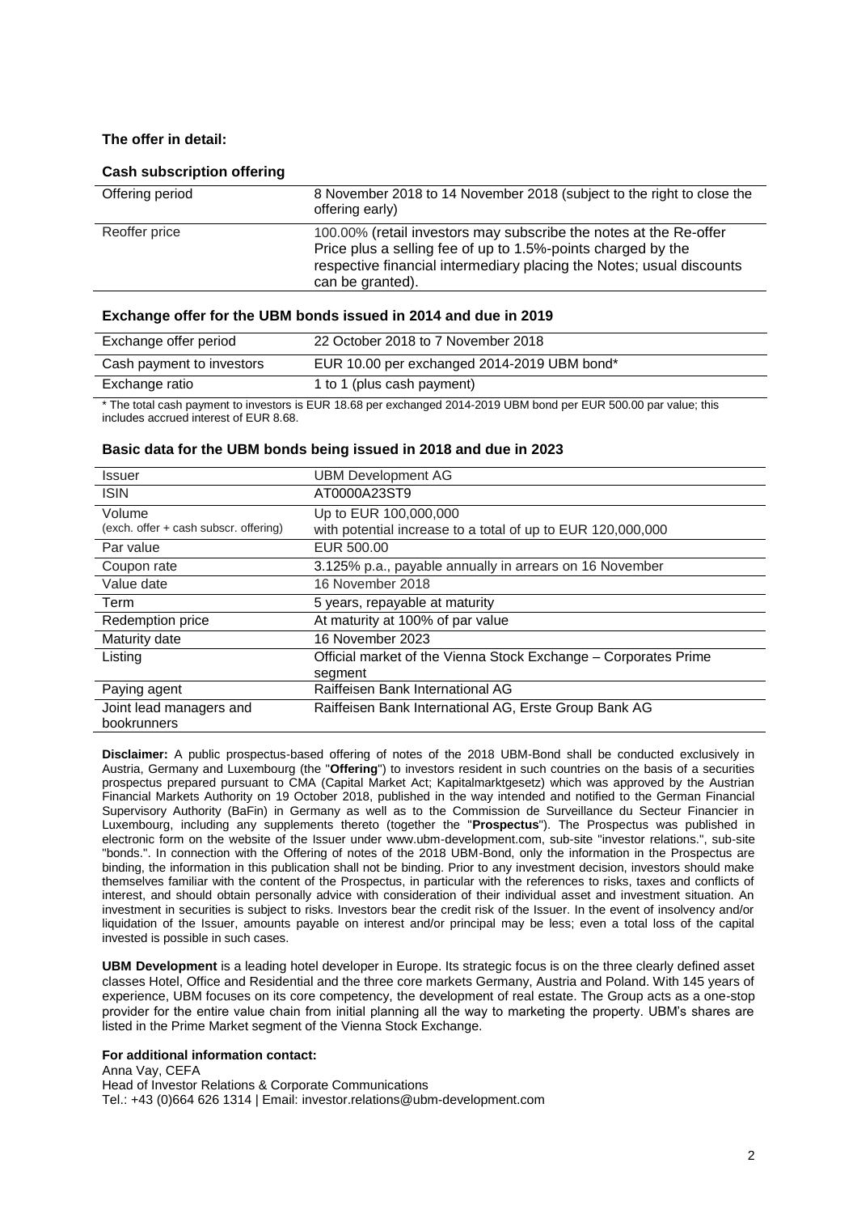**The offer in detail:**

**Cash subscription offering**

| | |
|---|---|
| Offering period | 8 November 2018 to 14 November 2018 (subject to the right to close the offering early) |
| Reoffer price | 100.00% (retail investors may subscribe the notes at the Re-offer Price plus a selling fee of up to 1.5%-points charged by the respective financial intermediary placing the Notes; usual discounts can be granted). |

**Exchange offer for the UBM bonds issued in 2014 and due in 2019**

| | |
|---|---|
| Exchange offer period | 22 October 2018 to 7 November 2018 |
| Cash payment to investors | EUR 10.00 per exchanged 2014-2019 UBM bond* |
| Exchange ratio | 1 to 1 (plus cash payment) |

* The total cash payment to investors is EUR 18.68 per exchanged 2014-2019 UBM bond per EUR 500.00 par value; this includes accrued interest of EUR 8.68.

**Basic data for the UBM bonds being issued in 2018 and due in 2023**

| | |
|---|---|
| Issuer | UBM Development AG |
| ISIN | AT0000A23ST9 |
| Volume (exch. offer + cash subscr. offering) | Up to EUR 100,000,000 with potential increase to a total of up to EUR 120,000,000 |
| Par value | EUR 500.00 |
| Coupon rate | 3.125% p.a., payable annually in arrears on 16 November |
| Value date | 16 November 2018 |
| Term | 5 years, repayable at maturity |
| Redemption price | At maturity at 100% of par value |
| Maturity date | 16 November 2023 |
| Listing | Official market of the Vienna Stock Exchange – Corporates Prime segment |
| Paying agent | Raiffeisen Bank International AG |
| Joint lead managers and bookrunners | Raiffeisen Bank International AG, Erste Group Bank AG |

**Disclaimer:** A public prospectus-based offering of notes of the 2018 UBM-Bond shall be conducted exclusively in Austria, Germany and Luxembourg (the "**Offering**") to investors resident in such countries on the basis of a securities prospectus prepared pursuant to CMA (Capital Market Act; Kapitalmarktgesetz) which was approved by the Austrian Financial Markets Authority on 19 October 2018, published in the way intended and notified to the German Financial Supervisory Authority (BaFin) in Germany as well as to the Commission de Surveillance du Secteur Financier in Luxembourg, including any supplements thereto (together the "**Prospectus**"). The Prospectus was published in electronic form on the website of the Issuer under www.ubm-development.com, sub-site "investor relations.", sub-site "bonds.". In connection with the Offering of notes of the 2018 UBM-Bond, only the information in the Prospectus are binding, the information in this publication shall not be binding. Prior to any investment decision, investors should make themselves familiar with the content of the Prospectus, in particular with the references to risks, taxes and conflicts of interest, and should obtain personally advice with consideration of their individual asset and investment situation. An investment in securities is subject to risks. Investors bear the credit risk of the Issuer. In the event of insolvency and/or liquidation of the Issuer, amounts payable on interest and/or principal may be less; even a total loss of the capital invested is possible in such cases.

**UBM Development** is a leading hotel developer in Europe. Its strategic focus is on the three clearly defined asset classes Hotel, Office and Residential and the three core markets Germany, Austria and Poland. With 145 years of experience, UBM focuses on its core competency, the development of real estate. The Group acts as a one-stop provider for the entire value chain from initial planning all the way to marketing the property. UBM's shares are listed in the Prime Market segment of the Vienna Stock Exchange.

**For additional information contact:**
Anna Vay, CEFA
Head of Investor Relations & Corporate Communications
Tel.: +43 (0)664 626 1314 | Email: investor.relations@ubm-development.com